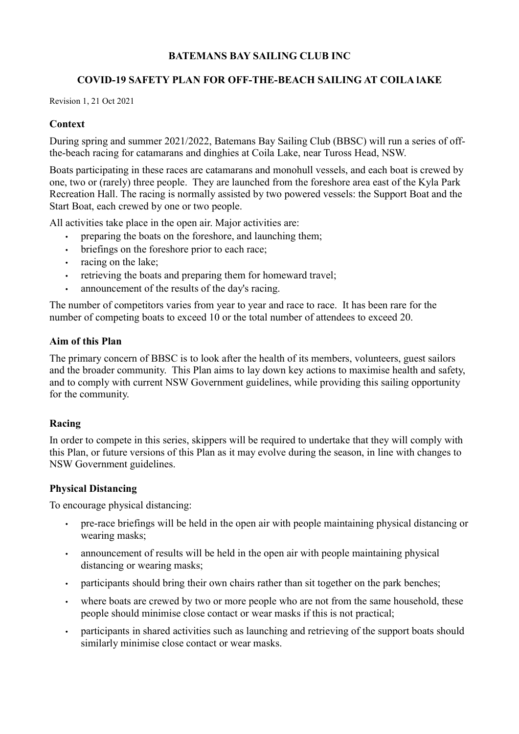# BATEMANS BAY SAILING CLUB INC

## COVID-19 SAFETY PLAN FOR OFF-THE-BEACH SAILING AT COILA lAKE

Revision 1, 21 Oct 2021

### Context

During spring and summer 2021/2022, Batemans Bay Sailing Club (BBSC) will run a series of off-the-beach racing for catamarans and dinghies at Coila Lake, near Tuross Head, NSW.

Boats participating in these races are catamarans and monohull vessels, and each boat is crewed by one, two or (rarely) three people. They are launched from the foreshore area east of the Kyla Park Recreation Hall. The racing is normally assisted by two powered vessels: the Support Boat and the Start Boat, each crewed by one or two people.

All activities take place in the open air. Major activities are:

- preparing the boats on the foreshore, and launching them;
- briefings on the foreshore prior to each race;
- racing on the lake;
- retrieving the boats and preparing them for homeward travel;
- announcement of the results of the day's racing.

The number of competitors varies from year to year and race to race. It has been rare for the number of competing boats to exceed 10 or the total number of attendees to exceed 20.

### Aim of this Plan

The primary concern of BBSC is to look after the health of its members, volunteers, guest sailors and the broader community. This Plan aims to lay down key actions to maximise health and safety, and to comply with current NSW Government guidelines, while providing this sailing opportunity for the community.

### Racing

In order to compete in this series, skippers will be required to undertake that they will comply with this Plan, or future versions of this Plan as it may evolve during the season, in line with changes to NSW Government guidelines.

### Physical Distancing

To encourage physical distancing:

- pre-race briefings will be held in the open air with people maintaining physical distancing or wearing masks;
- announcement of results will be held in the open air with people maintaining physical distancing or wearing masks;
- participants should bring their own chairs rather than sit together on the park benches;
- where boats are crewed by two or more people who are not from the same household, these people should minimise close contact or wear masks if this is not practical;
- participants in shared activities such as launching and retrieving of the support boats should similarly minimise close contact or wear masks.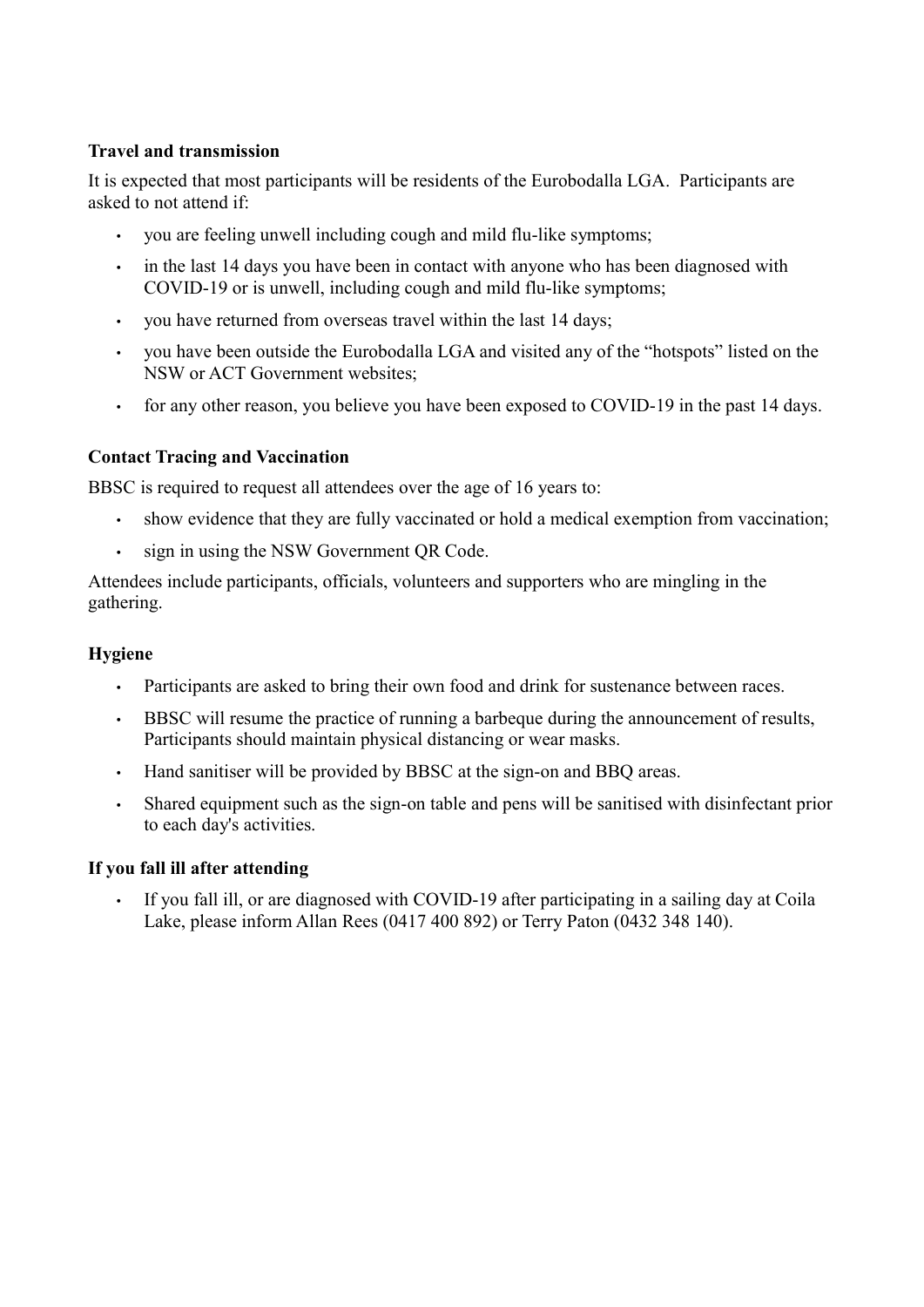**Travel and transmission**

It is expected that most participants will be residents of the Eurobodalla LGA. Participants are asked to not attend if:

- you are feeling unwell including cough and mild flu-like symptoms;
- in the last 14 days you have been in contact with anyone who has been diagnosed with COVID-19 or is unwell, including cough and mild flu-like symptoms;
- you have returned from overseas travel within the last 14 days;
- you have been outside the Eurobodalla LGA and visited any of the "hotspots" listed on the NSW or ACT Government websites;
- for any other reason, you believe you have been exposed to COVID-19 in the past 14 days.

**Contact Tracing and Vaccination**

BBSC is required to request all attendees over the age of 16 years to:

- show evidence that they are fully vaccinated or hold a medical exemption from vaccination;
- sign in using the NSW Government QR Code.

Attendees include participants, officials, volunteers and supporters who are mingling in the gathering.

**Hygiene**

- Participants are asked to bring their own food and drink for sustenance between races.
- BBSC will resume the practice of running a barbeque during the announcement of results, Participants should maintain physical distancing or wear masks.
- Hand sanitiser will be provided by BBSC at the sign-on and BBQ areas.
- Shared equipment such as the sign-on table and pens will be sanitised with disinfectant prior to each day's activities.

**If you fall ill after attending**

- If you fall ill, or are diagnosed with COVID-19 after participating in a sailing day at Coila Lake, please inform Allan Rees (0417 400 892) or Terry Paton (0432 348 140).